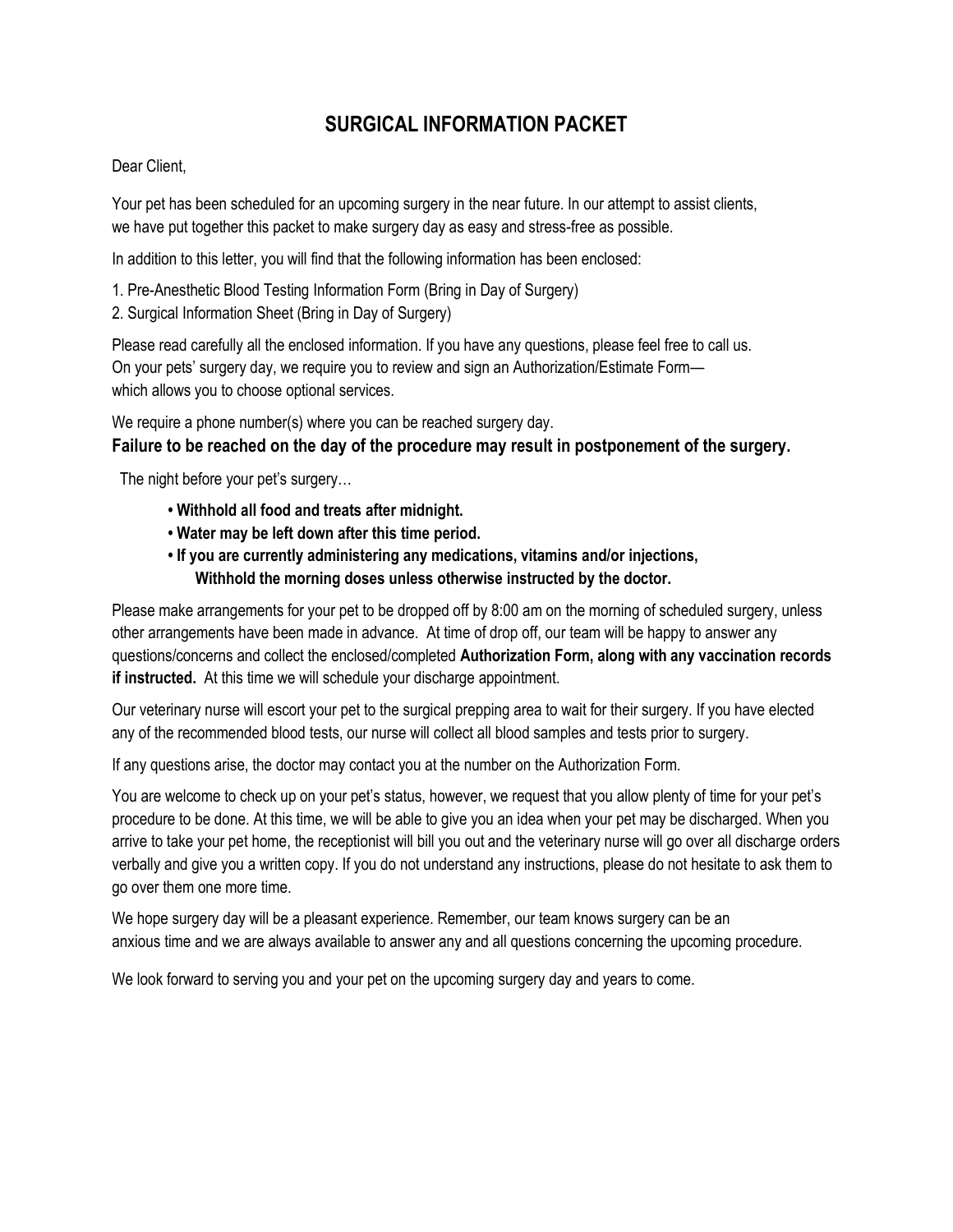# SURGICAL INFORMATION PACKET

Dear Client,

Your pet has been scheduled for an upcoming surgery in the near future. In our attempt to assist clients, we have put together this packet to make surgery day as easy and stress-free as possible.

In addition to this letter, you will find that the following information has been enclosed:

1. Pre-Anesthetic Blood Testing Information Form (Bring in Day of Surgery)
2. Surgical Information Sheet (Bring in Day of Surgery)

Please read carefully all the enclosed information. If you have any questions, please feel free to call us. On your pets' surgery day, we require you to review and sign an Authorization/Estimate Form—which allows you to choose optional services.

We require a phone number(s) where you can be reached surgery day.

**Failure to be reached on the day of the procedure may result in postponement of the surgery.**

The night before your pet's surgery…

- **Withhold all food and treats after midnight.**
- **Water may be left down after this time period.**
- **If you are currently administering any medications, vitamins and/or injections, Withhold the morning doses unless otherwise instructed by the doctor.**

Please make arrangements for your pet to be dropped off by 8:00 am on the morning of scheduled surgery, unless other arrangements have been made in advance. At time of drop off, our team will be happy to answer any questions/concerns and collect the enclosed/completed **Authorization Form, along with any vaccination records if instructed.** At this time we will schedule your discharge appointment.

Our veterinary nurse will escort your pet to the surgical prepping area to wait for their surgery. If you have elected any of the recommended blood tests, our nurse will collect all blood samples and tests prior to surgery.

If any questions arise, the doctor may contact you at the number on the Authorization Form.

You are welcome to check up on your pet's status, however, we request that you allow plenty of time for your pet's procedure to be done. At this time, we will be able to give you an idea when your pet may be discharged. When you arrive to take your pet home, the receptionist will bill you out and the veterinary nurse will go over all discharge orders verbally and give you a written copy. If you do not understand any instructions, please do not hesitate to ask them to go over them one more time.

We hope surgery day will be a pleasant experience. Remember, our team knows surgery can be an anxious time and we are always available to answer any and all questions concerning the upcoming procedure.

We look forward to serving you and your pet on the upcoming surgery day and years to come.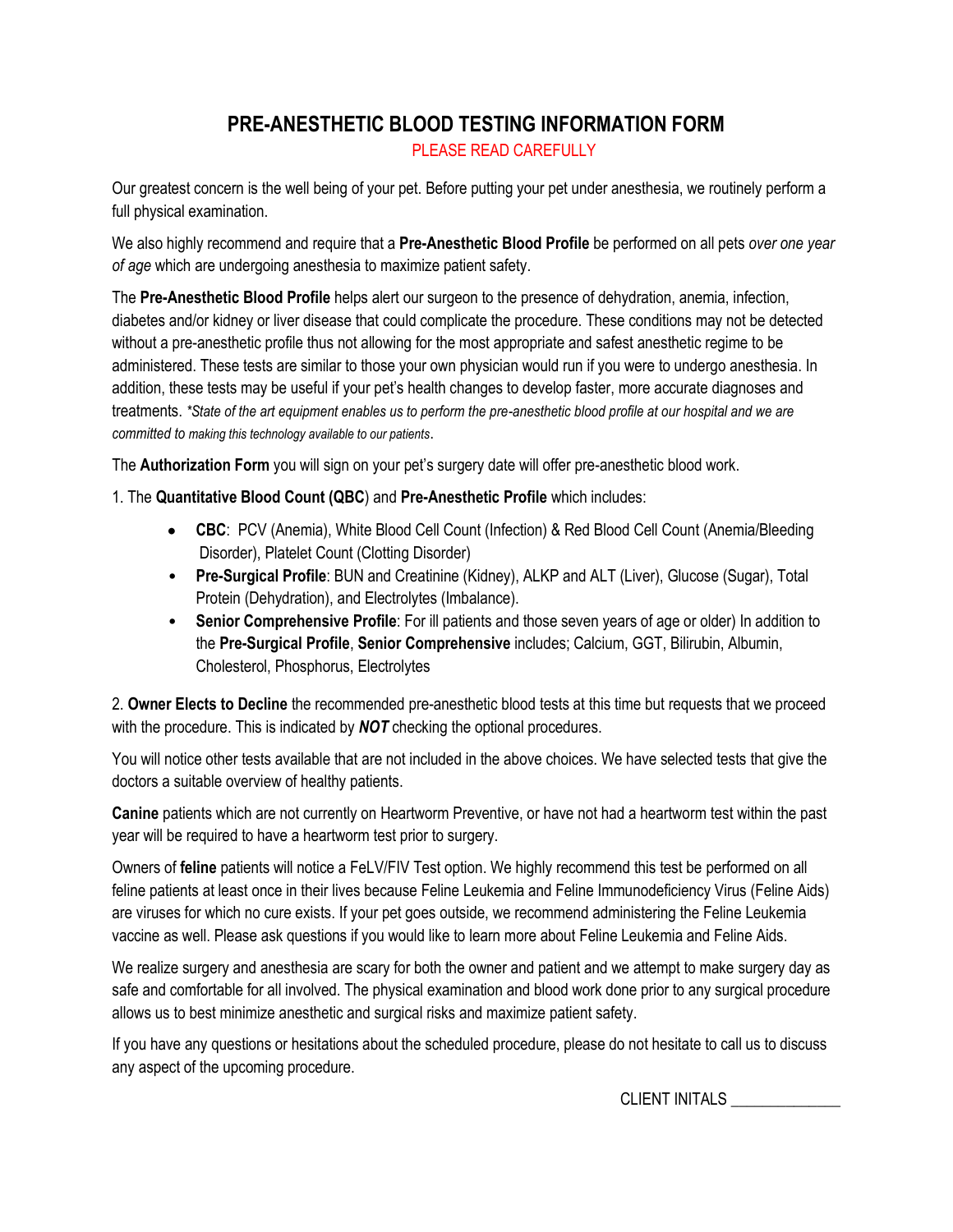# PRE-ANESTHETIC BLOOD TESTING INFORMATION FORM

PLEASE READ CAREFULLY

Our greatest concern is the well being of your pet. Before putting your pet under anesthesia, we routinely perform a full physical examination.

We also highly recommend and require that a **Pre-Anesthetic Blood Profile** be performed on all pets *over one year of age* which are undergoing anesthesia to maximize patient safety.

The **Pre-Anesthetic Blood Profile** helps alert our surgeon to the presence of dehydration, anemia, infection, diabetes and/or kidney or liver disease that could complicate the procedure. These conditions may not be detected without a pre-anesthetic profile thus not allowing for the most appropriate and safest anesthetic regime to be administered. These tests are similar to those your own physician would run if you were to undergo anesthesia. In addition, these tests may be useful if your pet's health changes to develop faster, more accurate diagnoses and treatments. **State of the art equipment enables us to perform the pre-anesthetic blood profile at our hospital and we are committed to making this technology available to our patients*.

The **Authorization Form** you will sign on your pet's surgery date will offer pre-anesthetic blood work.

1. The **Quantitative Blood Count (QBC**) and **Pre-Anesthetic Profile** which includes:

- **CBC**: PCV (Anemia), White Blood Cell Count (Infection) & Red Blood Cell Count (Anemia/Bleeding Disorder), Platelet Count (Clotting Disorder)
- **Pre-Surgical Profile**: BUN and Creatinine (Kidney), ALKP and ALT (Liver), Glucose (Sugar), Total Protein (Dehydration), and Electrolytes (Imbalance).
- **Senior Comprehensive Profile**: For ill patients and those seven years of age or older) In addition to the **Pre-Surgical Profile**, **Senior Comprehensive** includes; Calcium, GGT, Bilirubin, Albumin, Cholesterol, Phosphorus, Electrolytes

2. **Owner Elects to Decline** the recommended pre-anesthetic blood tests at this time but requests that we proceed with the procedure. This is indicated by ***NOT*** checking the optional procedures.

You will notice other tests available that are not included in the above choices. We have selected tests that give the doctors a suitable overview of healthy patients.

**Canine** patients which are not currently on Heartworm Preventive, or have not had a heartworm test within the past year will be required to have a heartworm test prior to surgery.

Owners of **feline** patients will notice a FeLV/FIV Test option. We highly recommend this test be performed on all feline patients at least once in their lives because Feline Leukemia and Feline Immunodeficiency Virus (Feline Aids) are viruses for which no cure exists. If your pet goes outside, we recommend administering the Feline Leukemia vaccine as well. Please ask questions if you would like to learn more about Feline Leukemia and Feline Aids.

We realize surgery and anesthesia are scary for both the owner and patient and we attempt to make surgery day as safe and comfortable for all involved. The physical examination and blood work done prior to any surgical procedure allows us to best minimize anesthetic and surgical risks and maximize patient safety.

If you have any questions or hesitations about the scheduled procedure, please do not hesitate to call us to discuss any aspect of the upcoming procedure.

CLIENT INITALS ______________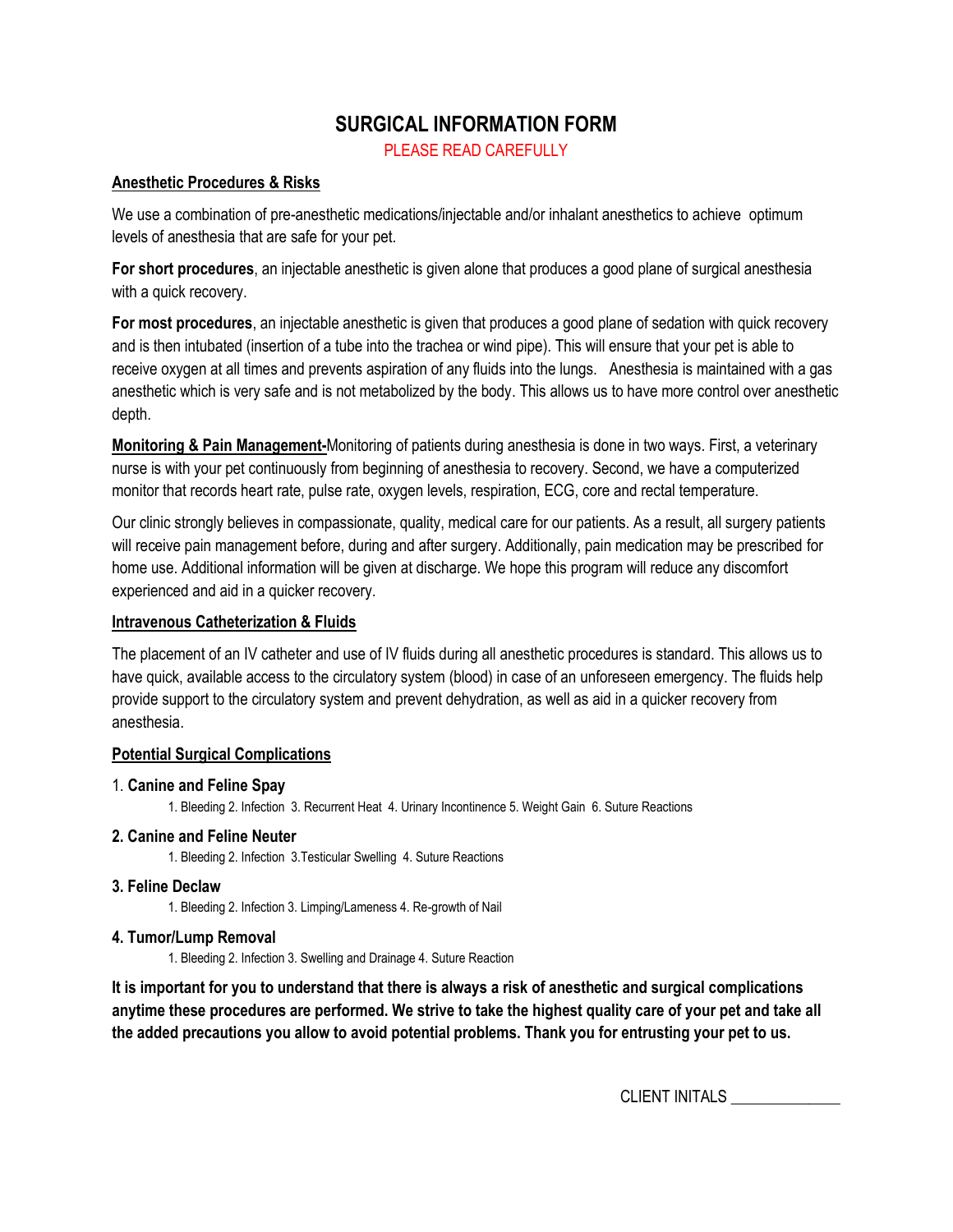# SURGICAL INFORMATION FORM

PLEASE READ CAREFULLY

**Anesthetic Procedures & Risks**

We use a combination of pre-anesthetic medications/injectable and/or inhalant anesthetics to achieve optimum levels of anesthesia that are safe for your pet.

**For short procedures**, an injectable anesthetic is given alone that produces a good plane of surgical anesthesia with a quick recovery.

**For most procedures**, an injectable anesthetic is given that produces a good plane of sedation with quick recovery and is then intubated (insertion of a tube into the trachea or wind pipe). This will ensure that your pet is able to receive oxygen at all times and prevents aspiration of any fluids into the lungs. Anesthesia is maintained with a gas anesthetic which is very safe and is not metabolized by the body. This allows us to have more control over anesthetic depth.

**Monitoring & Pain Management-**Monitoring of patients during anesthesia is done in two ways. First, a veterinary nurse is with your pet continuously from beginning of anesthesia to recovery. Second, we have a computerized monitor that records heart rate, pulse rate, oxygen levels, respiration, ECG, core and rectal temperature.

Our clinic strongly believes in compassionate, quality, medical care for our patients. As a result, all surgery patients will receive pain management before, during and after surgery. Additionally, pain medication may be prescribed for home use. Additional information will be given at discharge. We hope this program will reduce any discomfort experienced and aid in a quicker recovery.

**Intravenous Catheterization & Fluids**

The placement of an IV catheter and use of IV fluids during all anesthetic procedures is standard. This allows us to have quick, available access to the circulatory system (blood) in case of an unforeseen emergency. The fluids help provide support to the circulatory system and prevent dehydration, as well as aid in a quicker recovery from anesthesia.

**Potential Surgical Complications**

1. **Canine and Feline Spay**

   1. Bleeding 2. Infection 3. Recurrent Heat 4. Urinary Incontinence 5. Weight Gain 6. Suture Reactions

2. **Canine and Feline Neuter**

   1. Bleeding 2. Infection 3.Testicular Swelling 4. Suture Reactions

3. **Feline Declaw**

   1. Bleeding 2. Infection 3. Limping/Lameness 4. Re-growth of Nail

4. **Tumor/Lump Removal**

   1. Bleeding 2. Infection 3. Swelling and Drainage 4. Suture Reaction

**It is important for you to understand that there is always a risk of anesthetic and surgical complications anytime these procedures are performed. We strive to take the highest quality care of your pet and take all the added precautions you allow to avoid potential problems. Thank you for entrusting your pet to us.**

CLIENT INITALS ______________